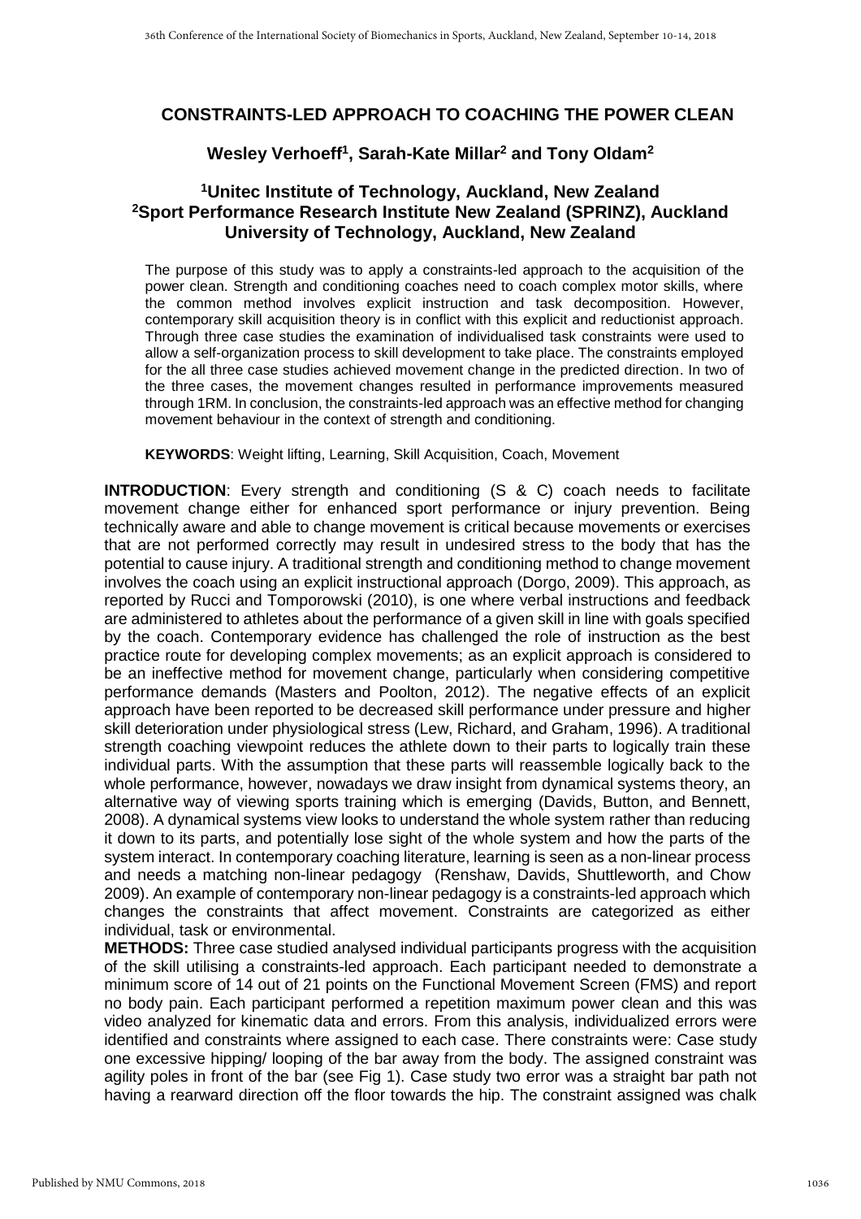# CONSTRAINTS-LED APPROACH TO COACHING THE POWER CLEAN

## Wesley Verhoeff[1], Sarah-Kate Millar[2] and Tony Oldam[2]

### [1]Unitec Institute of Technology, Auckland, New Zealand
### [2]Sport Performance Research Institute New Zealand (SPRINZ), Auckland University of Technology, Auckland, New Zealand

The purpose of this study was to apply a constraints-led approach to the acquisition of the power clean. Strength and conditioning coaches need to coach complex motor skills, where the common method involves explicit instruction and task decomposition. However, contemporary skill acquisition theory is in conflict with this explicit and reductionist approach. Through three case studies the examination of individualised task constraints were used to allow a self-organization process to skill development to take place. The constraints employed for the all three case studies achieved movement change in the predicted direction. In two of the three cases, the movement changes resulted in performance improvements measured through 1RM. In conclusion, the constraints-led approach was an effective method for changing movement behaviour in the context of strength and conditioning.

**KEYWORDS**: Weight lifting, Learning, Skill Acquisition, Coach, Movement

**INTRODUCTION**: Every strength and conditioning (S & C) coach needs to facilitate movement change either for enhanced sport performance or injury prevention. Being technically aware and able to change movement is critical because movements or exercises that are not performed correctly may result in undesired stress to the body that has the potential to cause injury. A traditional strength and conditioning method to change movement involves the coach using an explicit instructional approach (Dorgo, 2009). This approach, as reported by Rucci and Tomporowski (2010), is one where verbal instructions and feedback are administered to athletes about the performance of a given skill in line with goals specified by the coach. Contemporary evidence has challenged the role of instruction as the best practice route for developing complex movements; as an explicit approach is considered to be an ineffective method for movement change, particularly when considering competitive performance demands (Masters and Poolton, 2012). The negative effects of an explicit approach have been reported to be decreased skill performance under pressure and higher skill deterioration under physiological stress (Lew, Richard, and Graham, 1996). A traditional strength coaching viewpoint reduces the athlete down to their parts to logically train these individual parts. With the assumption that these parts will reassemble logically back to the whole performance, however, nowadays we draw insight from dynamical systems theory, an alternative way of viewing sports training which is emerging (Davids, Button, and Bennett, 2008). A dynamical systems view looks to understand the whole system rather than reducing it down to its parts, and potentially lose sight of the whole system and how the parts of the system interact. In contemporary coaching literature, learning is seen as a non-linear process and needs a matching non-linear pedagogy (Renshaw, Davids, Shuttleworth, and Chow 2009). An example of contemporary non-linear pedagogy is a constraints-led approach which changes the constraints that affect movement. Constraints are categorized as either individual, task or environmental.

**METHODS:** Three case studied analysed individual participants progress with the acquisition of the skill utilising a constraints-led approach. Each participant needed to demonstrate a minimum score of 14 out of 21 points on the Functional Movement Screen (FMS) and report no body pain. Each participant performed a repetition maximum power clean and this was video analyzed for kinematic data and errors. From this analysis, individualized errors were identified and constraints where assigned to each case. There constraints were: Case study one excessive hipping/ looping of the bar away from the body. The assigned constraint was agility poles in front of the bar (see Fig 1). Case study two error was a straight bar path not having a rearward direction off the floor towards the hip. The constraint assigned was chalk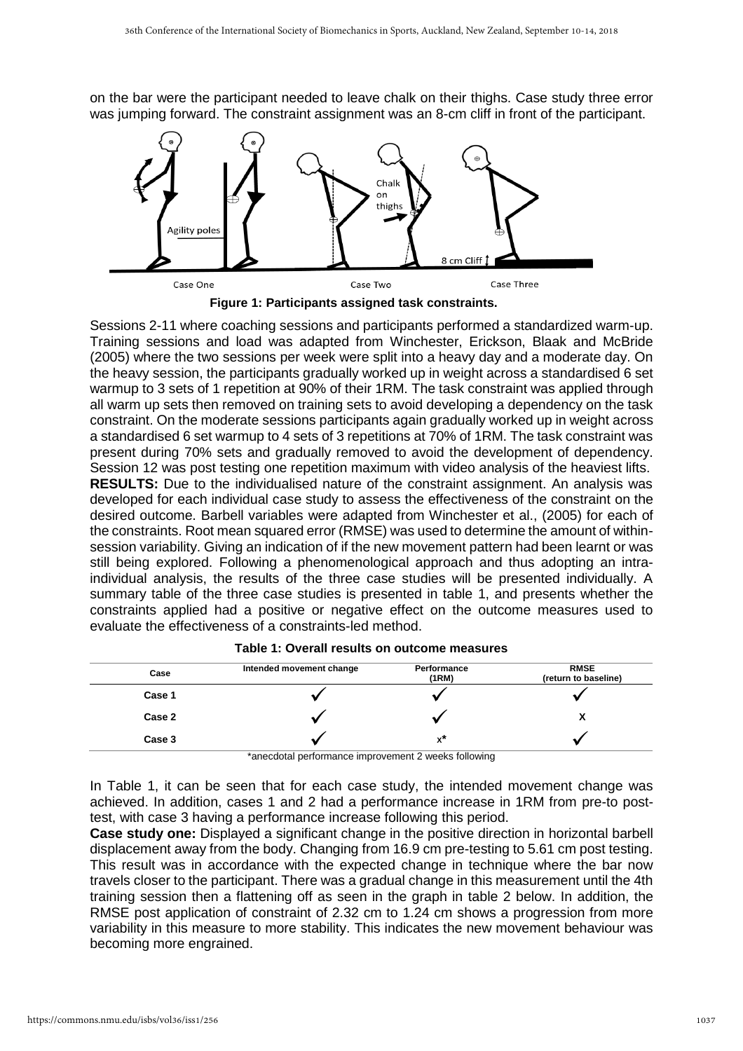on the bar were the participant needed to leave chalk on their thighs. Case study three error was jumping forward. The constraint assignment was an 8-cm cliff in front of the participant.

**Figure 1: Participants assigned task constraints.**

Sessions 2-11 where coaching sessions and participants performed a standardized warm-up. Training sessions and load was adapted from Winchester, Erickson, Blaak and McBride (2005) where the two sessions per week were split into a heavy day and a moderate day. On the heavy session, the participants gradually worked up in weight across a standardised 6 set warmup to 3 sets of 1 repetition at 90% of their 1RM. The task constraint was applied through all warm up sets then removed on training sets to avoid developing a dependency on the task constraint. On the moderate sessions participants again gradually worked up in weight across a standardised 6 set warmup to 4 sets of 3 repetitions at 70% of 1RM. The task constraint was present during 70% sets and gradually removed to avoid the development of dependency. Session 12 was post testing one repetition maximum with video analysis of the heaviest lifts.

**RESULTS:** Due to the individualised nature of the constraint assignment. An analysis was developed for each individual case study to assess the effectiveness of the constraint on the desired outcome. Barbell variables were adapted from Winchester et al., (2005) for each of the constraints. Root mean squared error (RMSE) was used to determine the amount of within-session variability. Giving an indication of if the new movement pattern had been learnt or was still being explored. Following a phenomenological approach and thus adopting an intra-individual analysis, the results of the three case studies will be presented individually. A summary table of the three case studies is presented in table 1, and presents whether the constraints applied had a positive or negative effect on the outcome measures used to evaluate the effectiveness of a constraints-led method.

**Table 1: Overall results on outcome measures**

| Case | Intended movement change | Performance (1RM) | RMSE (return to baseline) |
|---|---|---|---|
| **Case 1** | ✓ | ✓ | ✓ |
| **Case 2** | ✓ | ✓ | X |
| **Case 3** | ✓ | x* | ✓ |

*anecdotal performance improvement 2 weeks following

In Table 1, it can be seen that for each case study, the intended movement change was achieved. In addition, cases 1 and 2 had a performance increase in 1RM from pre-to post-test, with case 3 having a performance increase following this period.

**Case study one:** Displayed a significant change in the positive direction in horizontal barbell displacement away from the body. Changing from 16.9 cm pre-testing to 5.61 cm post testing. This result was in accordance with the expected change in technique where the bar now travels closer to the participant. There was a gradual change in this measurement until the 4th training session then a flattening off as seen in the graph in table 2 below. In addition, the RMSE post application of constraint of 2.32 cm to 1.24 cm shows a progression from more variability in this measure to more stability. This indicates the new movement behaviour was becoming more engrained.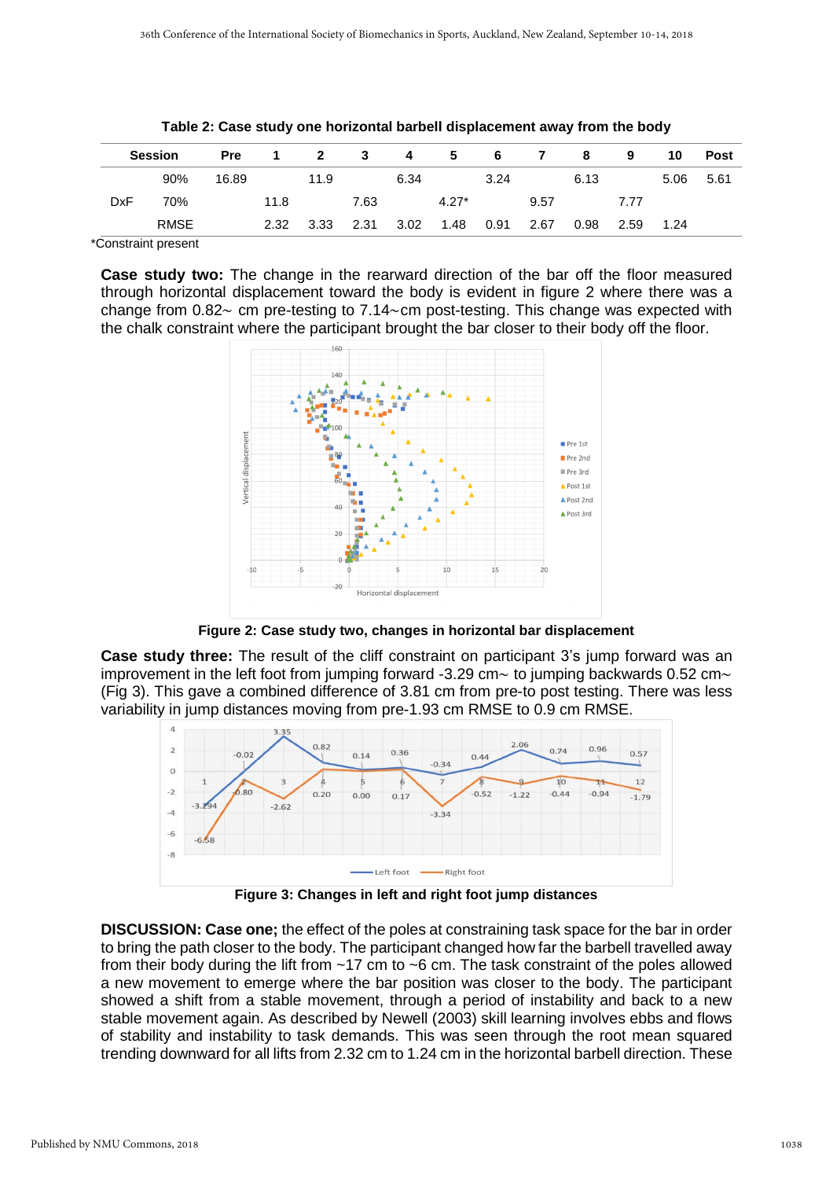**Table 2: Case study one horizontal barbell displacement away from the body**

| Session | | Pre | 1 | 2 | 3 | 4 | 5 | 6 | 7 | 8 | 9 | 10 | Post |
|---|---|---|---|---|---|---|---|---|---|---|---|---|---|
| | 90% | 16.89 | | 11.9 | | 6.34 | | 3.24 | | 6.13 | | 5.06 | 5.61 |
| DxF | 70% | | 11.8 | | 7.63 | | 4.27* | | 9.57 | | 7.77 | | |
| | RMSE | | 2.32 | 3.33 | 2.31 | 3.02 | 1.48 | 0.91 | 2.67 | 0.98 | 2.59 | 1.24 | |

*Constraint present

**Case study two:** The change in the rearward direction of the bar off the floor measured through horizontal displacement toward the body is evident in figure 2 where there was a change from 0.82~ cm pre-testing to 7.14~cm post-testing. This change was expected with the chalk constraint where the participant brought the bar closer to their body off the floor.

**Figure 2: Case study two, changes in horizontal bar displacement**

**Case study three:** The result of the cliff constraint on participant 3's jump forward was an improvement in the left foot from jumping forward -3.29 cm~ to jumping backwards 0.52 cm~ (Fig 3). This gave a combined difference of 3.81 cm from pre-to post testing. There was less variability in jump distances moving from pre-1.93 cm RMSE to 0.9 cm RMSE.

**Figure 3: Changes in left and right foot jump distances**

**DISCUSSION: Case one;** the effect of the poles at constraining task space for the bar in order to bring the path closer to the body. The participant changed how far the barbell travelled away from their body during the lift from ~17 cm to ~6 cm. The task constraint of the poles allowed a new movement to emerge where the bar position was closer to the body. The participant showed a shift from a stable movement, through a period of instability and back to a new stable movement again. As described by Newell (2003) skill learning involves ebbs and flows of stability and instability to task demands. This was seen through the root mean squared trending downward for all lifts from 2.32 cm to 1.24 cm in the horizontal barbell direction. These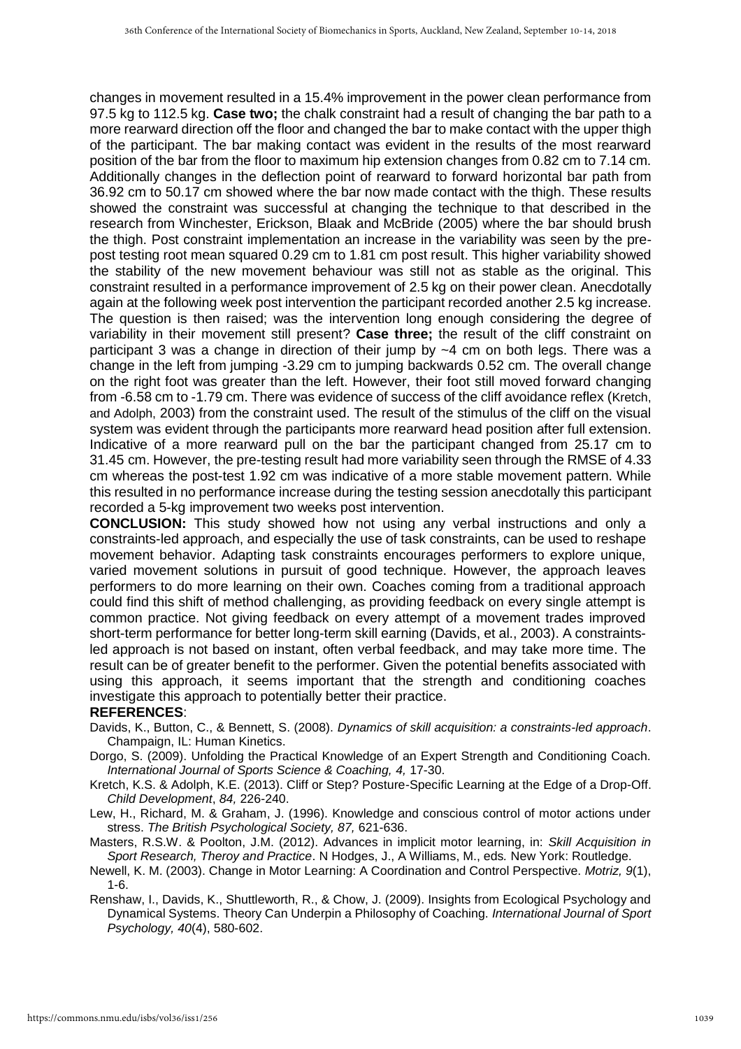changes in movement resulted in a 15.4% improvement in the power clean performance from 97.5 kg to 112.5 kg. **Case two;** the chalk constraint had a result of changing the bar path to a more rearward direction off the floor and changed the bar to make contact with the upper thigh of the participant. The bar making contact was evident in the results of the most rearward position of the bar from the floor to maximum hip extension changes from 0.82 cm to 7.14 cm. Additionally changes in the deflection point of rearward to forward horizontal bar path from 36.92 cm to 50.17 cm showed where the bar now made contact with the thigh. These results showed the constraint was successful at changing the technique to that described in the research from Winchester, Erickson, Blaak and McBride (2005) where the bar should brush the thigh. Post constraint implementation an increase in the variability was seen by the pre-post testing root mean squared 0.29 cm to 1.81 cm post result. This higher variability showed the stability of the new movement behaviour was still not as stable as the original. This constraint resulted in a performance improvement of 2.5 kg on their power clean. Anecdotally again at the following week post intervention the participant recorded another 2.5 kg increase. The question is then raised; was the intervention long enough considering the degree of variability in their movement still present? **Case three;** the result of the cliff constraint on participant 3 was a change in direction of their jump by ~4 cm on both legs. There was a change in the left from jumping -3.29 cm to jumping backwards 0.52 cm. The overall change on the right foot was greater than the left. However, their foot still moved forward changing from -6.58 cm to -1.79 cm. There was evidence of success of the cliff avoidance reflex (Kretch, and Adolph, 2003) from the constraint used. The result of the stimulus of the cliff on the visual system was evident through the participants more rearward head position after full extension. Indicative of a more rearward pull on the bar the participant changed from 25.17 cm to 31.45 cm. However, the pre-testing result had more variability seen through the RMSE of 4.33 cm whereas the post-test 1.92 cm was indicative of a more stable movement pattern. While this resulted in no performance increase during the testing session anecdotally this participant recorded a 5-kg improvement two weeks post intervention.

**CONCLUSION:** This study showed how not using any verbal instructions and only a constraints-led approach, and especially the use of task constraints, can be used to reshape movement behavior. Adapting task constraints encourages performers to explore unique, varied movement solutions in pursuit of good technique. However, the approach leaves performers to do more learning on their own. Coaches coming from a traditional approach could find this shift of method challenging, as providing feedback on every single attempt is common practice. Not giving feedback on every attempt of a movement trades improved short-term performance for better long-term skill earning (Davids, et al., 2003). A constraints-led approach is not based on instant, often verbal feedback, and may take more time. The result can be of greater benefit to the performer. Given the potential benefits associated with using this approach, it seems important that the strength and conditioning coaches investigate this approach to potentially better their practice.

**REFERENCES**:

Davids, K., Button, C., & Bennett, S. (2008). *Dynamics of skill acquisition: a constraints-led approach*. Champaign, IL: Human Kinetics.

Dorgo, S. (2009). Unfolding the Practical Knowledge of an Expert Strength and Conditioning Coach. *International Journal of Sports Science & Coaching, 4,* 17-30.

Kretch, K.S. & Adolph, K.E. (2013). Cliff or Step? Posture-Specific Learning at the Edge of a Drop-Off. *Child Development*, *84,* 226-240.

Lew, H., Richard, M. & Graham, J. (1996). Knowledge and conscious control of motor actions under stress. *The British Psychological Society, 87,* 621-636.

Masters, R.S.W. & Poolton, J.M. (2012). Advances in implicit motor learning, in: *Skill Acquisition in Sport Research, Theroy and Practice*. N Hodges, J., A Williams, M., eds. New York: Routledge.

Newell, K. M. (2003). Change in Motor Learning: A Coordination and Control Perspective. *Motriz, 9*(1), 1-6.

Renshaw, I., Davids, K., Shuttleworth, R., & Chow, J. (2009). Insights from Ecological Psychology and Dynamical Systems. Theory Can Underpin a Philosophy of Coaching. *International Journal of Sport Psychology, 40*(4), 580-602.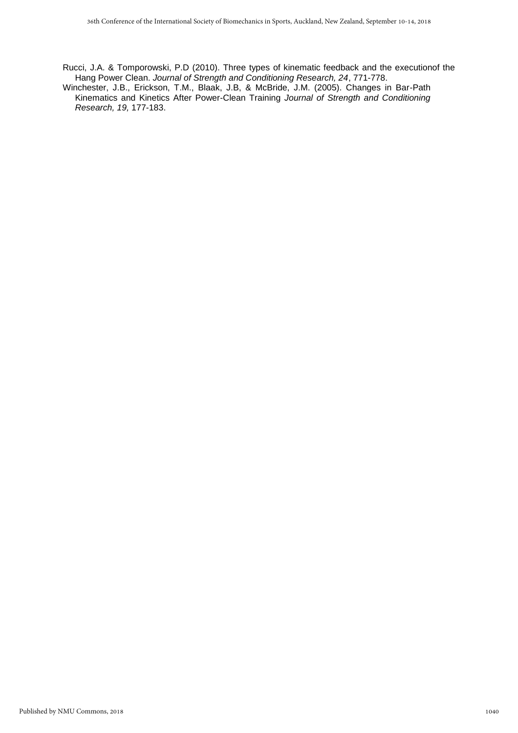Rucci, J.A. & Tomporowski, P.D (2010). Three types of kinematic feedback and the executionof the Hang Power Clean. *Journal of Strength and Conditioning Research, 24*, 771-778.

Winchester, J.B., Erickson, T.M., Blaak, J.B, & McBride, J.M. (2005). Changes in Bar-Path Kinematics and Kinetics After Power-Clean Training *Journal of Strength and Conditioning Research, 19,* 177-183.